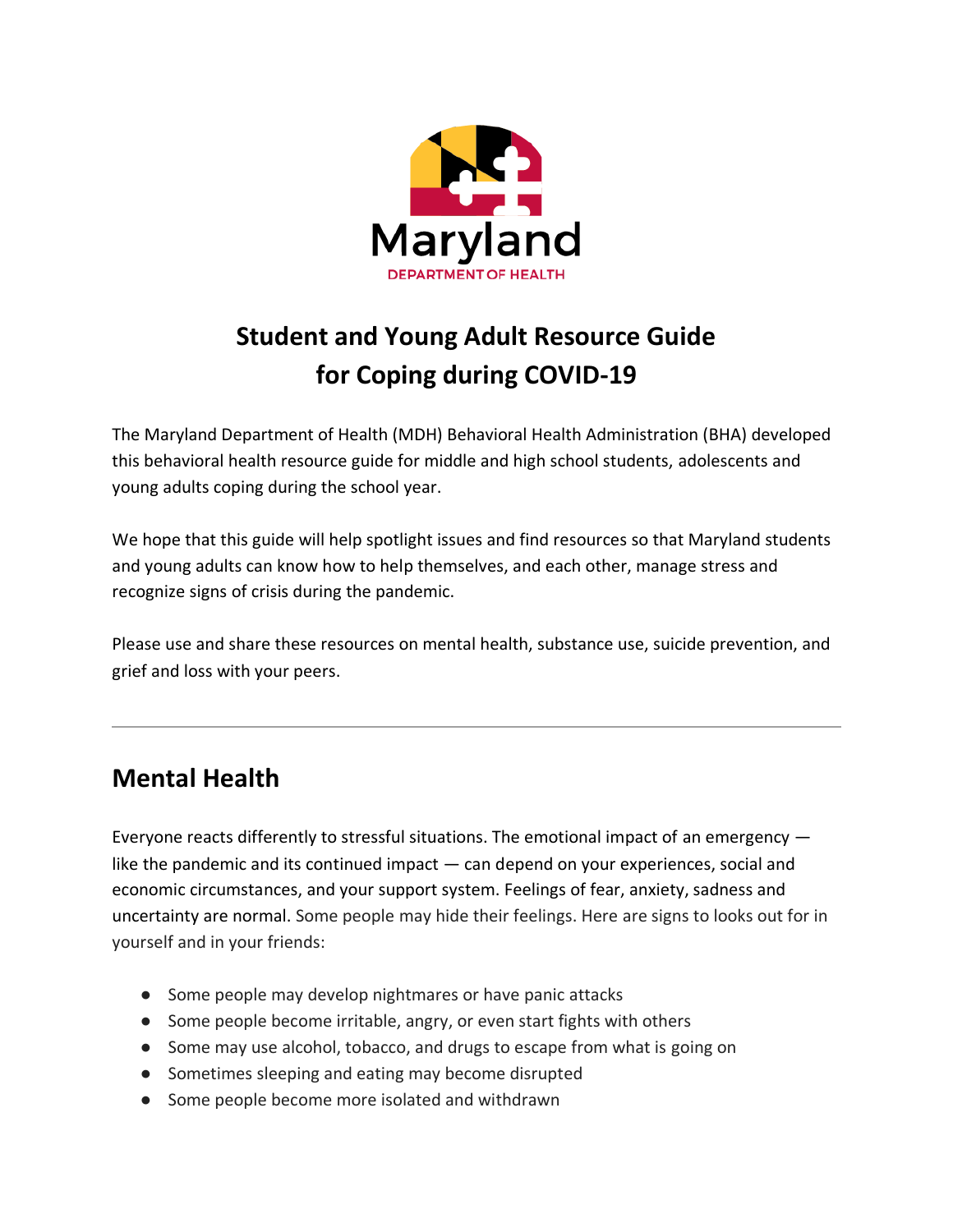Maryland
DEPARTMENT OF HEALTH

# Student and Young Adult Resource Guide for Coping during COVID-19

The Maryland Department of Health (MDH) Behavioral Health Administration (BHA) developed this behavioral health resource guide for middle and high school students, adolescents and young adults coping during the school year.

We hope that this guide will help spotlight issues and find resources so that Maryland students and young adults can know how to help themselves, and each other, manage stress and recognize signs of crisis during the pandemic.

Please use and share these resources on mental health, substance use, suicide prevention, and grief and loss with your peers.

---

## Mental Health

Everyone reacts differently to stressful situations. The emotional impact of an emergency — like the pandemic and its continued impact — can depend on your experiences, social and economic circumstances, and your support system. Feelings of fear, anxiety, sadness and uncertainty are normal. Some people may hide their feelings. Here are signs to looks out for in yourself and in your friends:

- Some people may develop nightmares or have panic attacks
- Some people become irritable, angry, or even start fights with others
- Some may use alcohol, tobacco, and drugs to escape from what is going on
- Sometimes sleeping and eating may become disrupted
- Some people become more isolated and withdrawn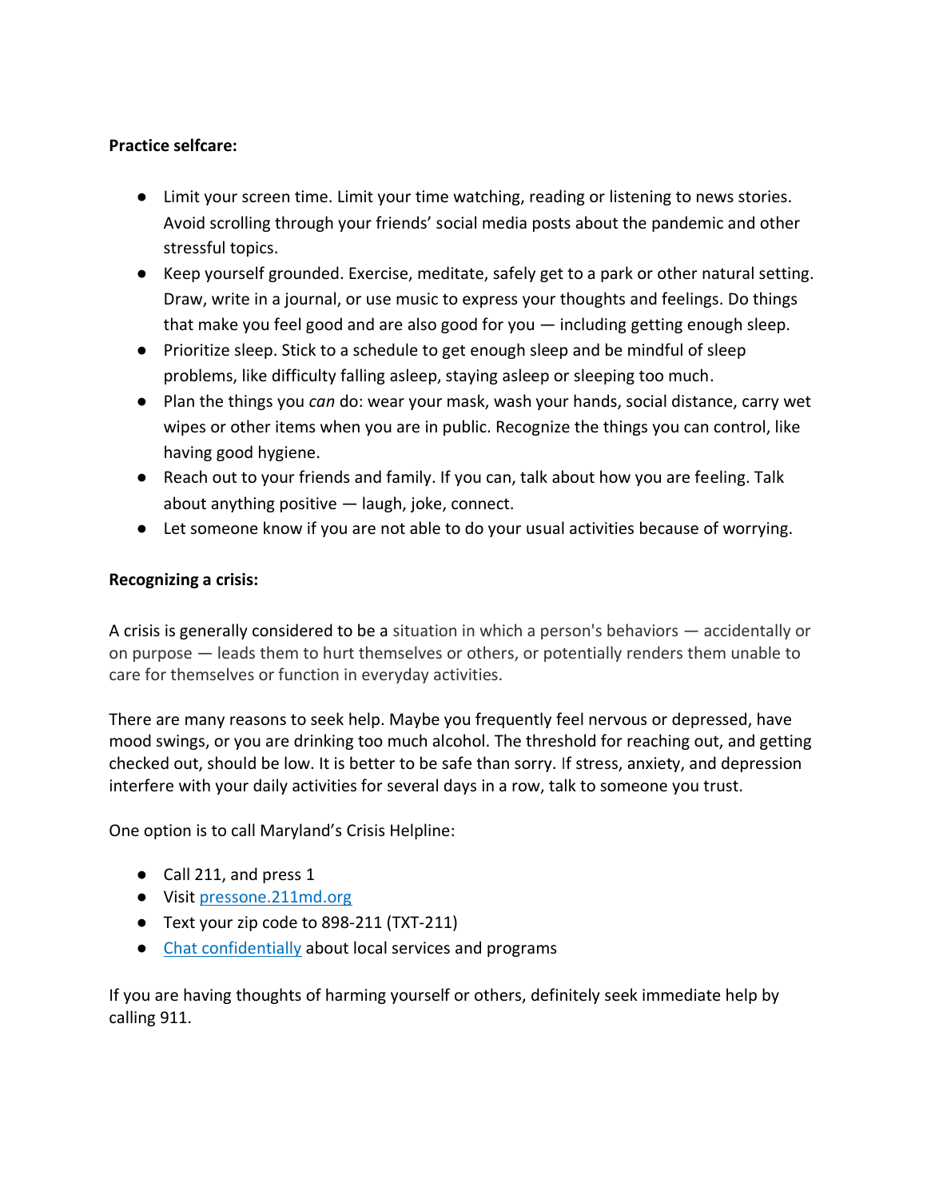**Practice selfcare:**

- Limit your screen time. Limit your time watching, reading or listening to news stories. Avoid scrolling through your friends' social media posts about the pandemic and other stressful topics.
- Keep yourself grounded. Exercise, meditate, safely get to a park or other natural setting. Draw, write in a journal, or use music to express your thoughts and feelings. Do things that make you feel good and are also good for you — including getting enough sleep.
- Prioritize sleep. Stick to a schedule to get enough sleep and be mindful of sleep problems, like difficulty falling asleep, staying asleep or sleeping too much.
- Plan the things you *can* do: wear your mask, wash your hands, social distance, carry wet wipes or other items when you are in public. Recognize the things you can control, like having good hygiene.
- Reach out to your friends and family. If you can, talk about how you are feeling. Talk about anything positive — laugh, joke, connect.
- Let someone know if you are not able to do your usual activities because of worrying.

**Recognizing a crisis:**

A crisis is generally considered to be a situation in which a person's behaviors — accidentally or on purpose — leads them to hurt themselves or others, or potentially renders them unable to care for themselves or function in everyday activities.

There are many reasons to seek help. Maybe you frequently feel nervous or depressed, have mood swings, or you are drinking too much alcohol. The threshold for reaching out, and getting checked out, should be low. It is better to be safe than sorry. If stress, anxiety, and depression interfere with your daily activities for several days in a row, talk to someone you trust.

One option is to call Maryland's Crisis Helpline:

- Call 211, and press 1
- Visit [pressone.211md.org](pressone.211md.org)
- Text your zip code to 898-211 (TXT-211)
- [Chat confidentially]() about local services and programs

If you are having thoughts of harming yourself or others, definitely seek immediate help by calling 911.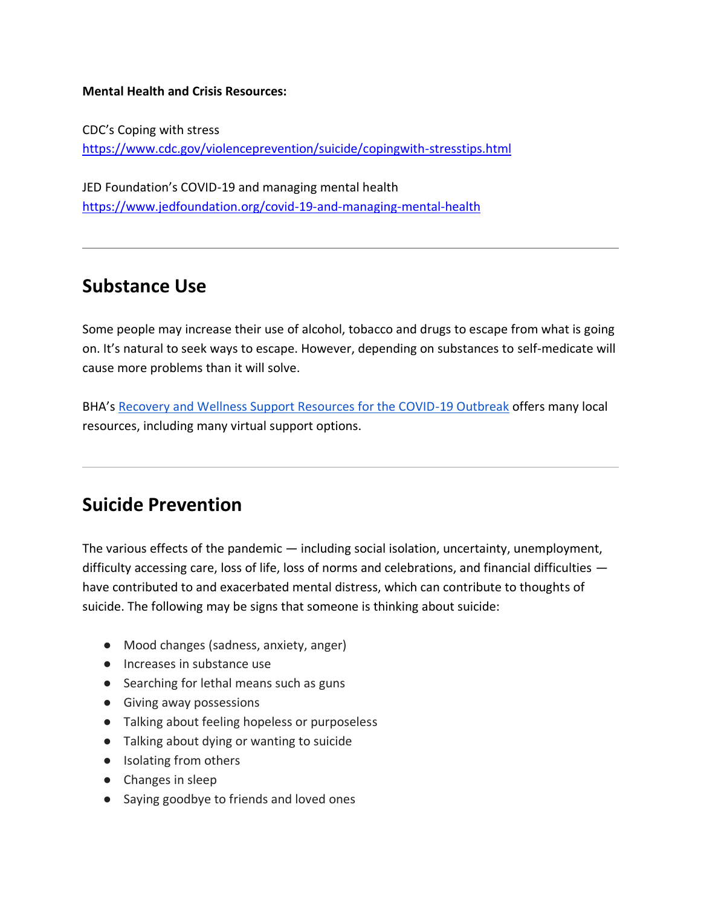**Mental Health and Crisis Resources:**

CDC's Coping with stress
https://www.cdc.gov/violenceprevention/suicide/copingwith-stresstips.html

JED Foundation's COVID-19 and managing mental health
https://www.jedfoundation.org/covid-19-and-managing-mental-health

---

## Substance Use

Some people may increase their use of alcohol, tobacco and drugs to escape from what is going on. It's natural to seek ways to escape. However, depending on substances to self-medicate will cause more problems than it will solve.

BHA's Recovery and Wellness Support Resources for the COVID-19 Outbreak offers many local resources, including many virtual support options.

---

## Suicide Prevention

The various effects of the pandemic — including social isolation, uncertainty, unemployment, difficulty accessing care, loss of life, loss of norms and celebrations, and financial difficulties — have contributed to and exacerbated mental distress, which can contribute to thoughts of suicide. The following may be signs that someone is thinking about suicide:

- Mood changes (sadness, anxiety, anger)
- Increases in substance use
- Searching for lethal means such as guns
- Giving away possessions
- Talking about feeling hopeless or purposeless
- Talking about dying or wanting to suicide
- Isolating from others
- Changes in sleep
- Saying goodbye to friends and loved ones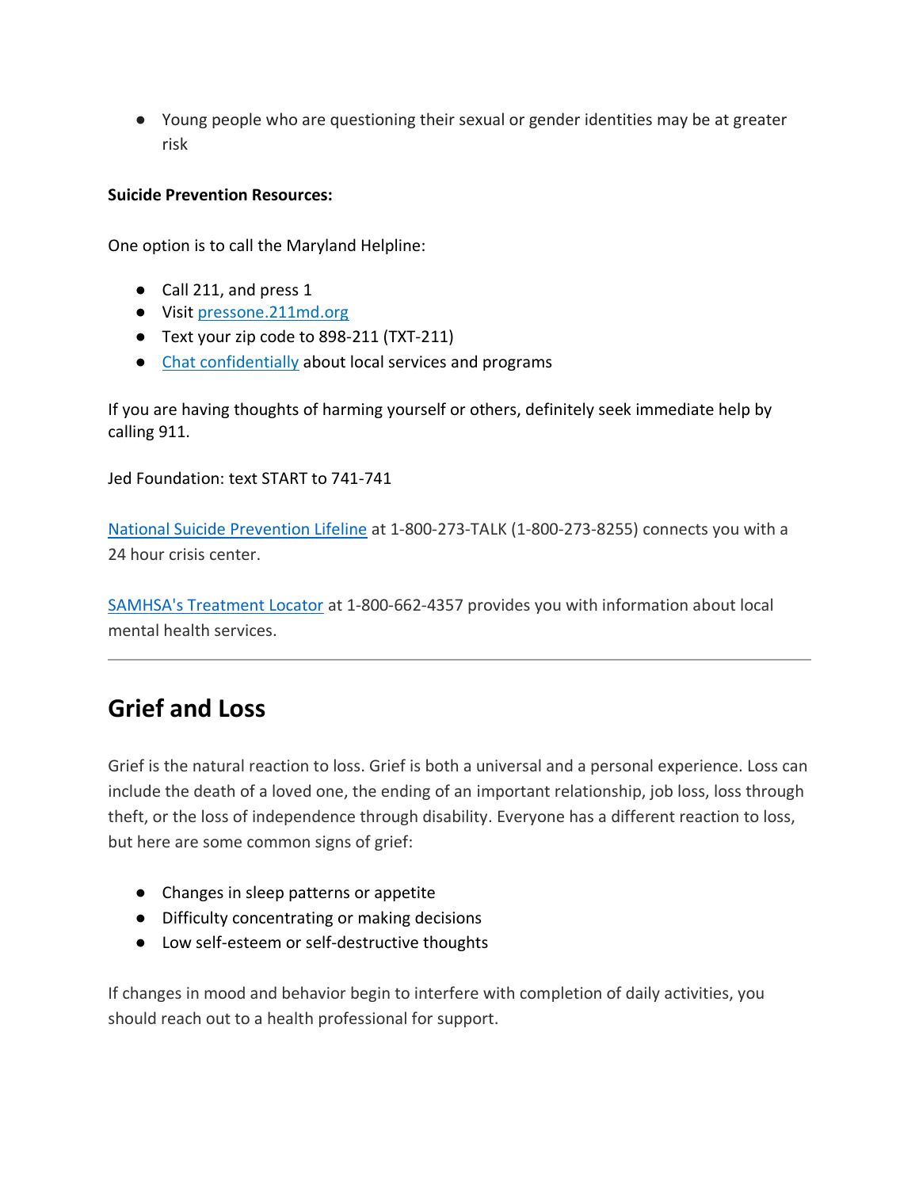- Young people who are questioning their sexual or gender identities may be at greater risk

**Suicide Prevention Resources:**

One option is to call the Maryland Helpline:

- Call 211, and press 1
- Visit pressone.211md.org
- Text your zip code to 898-211 (TXT-211)
- Chat confidentially about local services and programs

If you are having thoughts of harming yourself or others, definitely seek immediate help by calling 911.

Jed Foundation: text START to 741-741

National Suicide Prevention Lifeline at 1-800-273-TALK (1-800-273-8255) connects you with a 24 hour crisis center.

SAMHSA's Treatment Locator at 1-800-662-4357 provides you with information about local mental health services.

---

## Grief and Loss

Grief is the natural reaction to loss. Grief is both a universal and a personal experience. Loss can include the death of a loved one, the ending of an important relationship, job loss, loss through theft, or the loss of independence through disability. Everyone has a different reaction to loss, but here are some common signs of grief:

- Changes in sleep patterns or appetite
- Difficulty concentrating or making decisions
- Low self-esteem or self-destructive thoughts

If changes in mood and behavior begin to interfere with completion of daily activities, you should reach out to a health professional for support.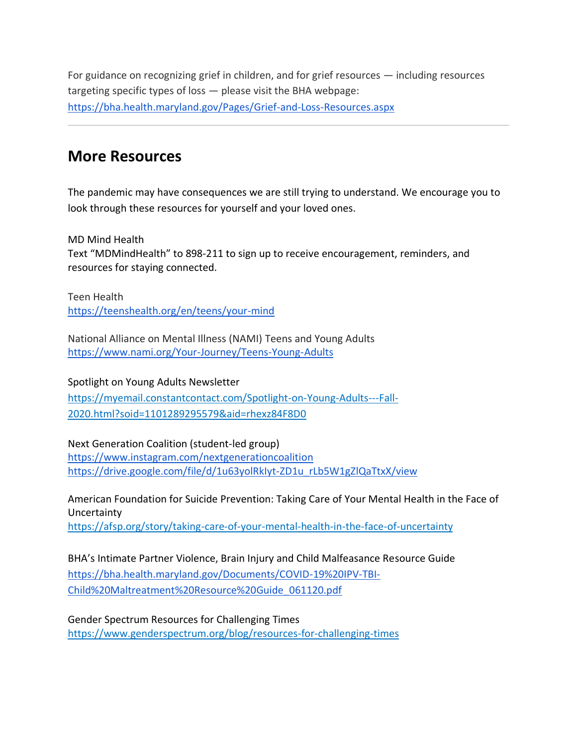For guidance on recognizing grief in children, and for grief resources — including resources targeting specific types of loss — please visit the BHA webpage: https://bha.health.maryland.gov/Pages/Grief-and-Loss-Resources.aspx

---

## More Resources

The pandemic may have consequences we are still trying to understand. We encourage you to look through these resources for yourself and your loved ones.

MD Mind Health
Text "MDMindHealth" to 898-211 to sign up to receive encouragement, reminders, and resources for staying connected.

Teen Health
https://teenshealth.org/en/teens/your-mind

National Alliance on Mental Illness (NAMI) Teens and Young Adults
https://www.nami.org/Your-Journey/Teens-Young-Adults

Spotlight on Young Adults Newsletter
https://myemail.constantcontact.com/Spotlight-on-Young-Adults---Fall-2020.html?soid=1101289295579&aid=rhexz84F8D0

Next Generation Coalition (student-led group)
https://www.instagram.com/nextgenerationcoalition
https://drive.google.com/file/d/1u63yolRkIyt-ZD1u_rLb5W1gZlQaTtxX/view

American Foundation for Suicide Prevention: Taking Care of Your Mental Health in the Face of Uncertainty
https://afsp.org/story/taking-care-of-your-mental-health-in-the-face-of-uncertainty

BHA's Intimate Partner Violence, Brain Injury and Child Malfeasance Resource Guide
https://bha.health.maryland.gov/Documents/COVID-19%20IPV-TBI-Child%20Maltreatment%20Resource%20Guide_061120.pdf

Gender Spectrum Resources for Challenging Times
https://www.genderspectrum.org/blog/resources-for-challenging-times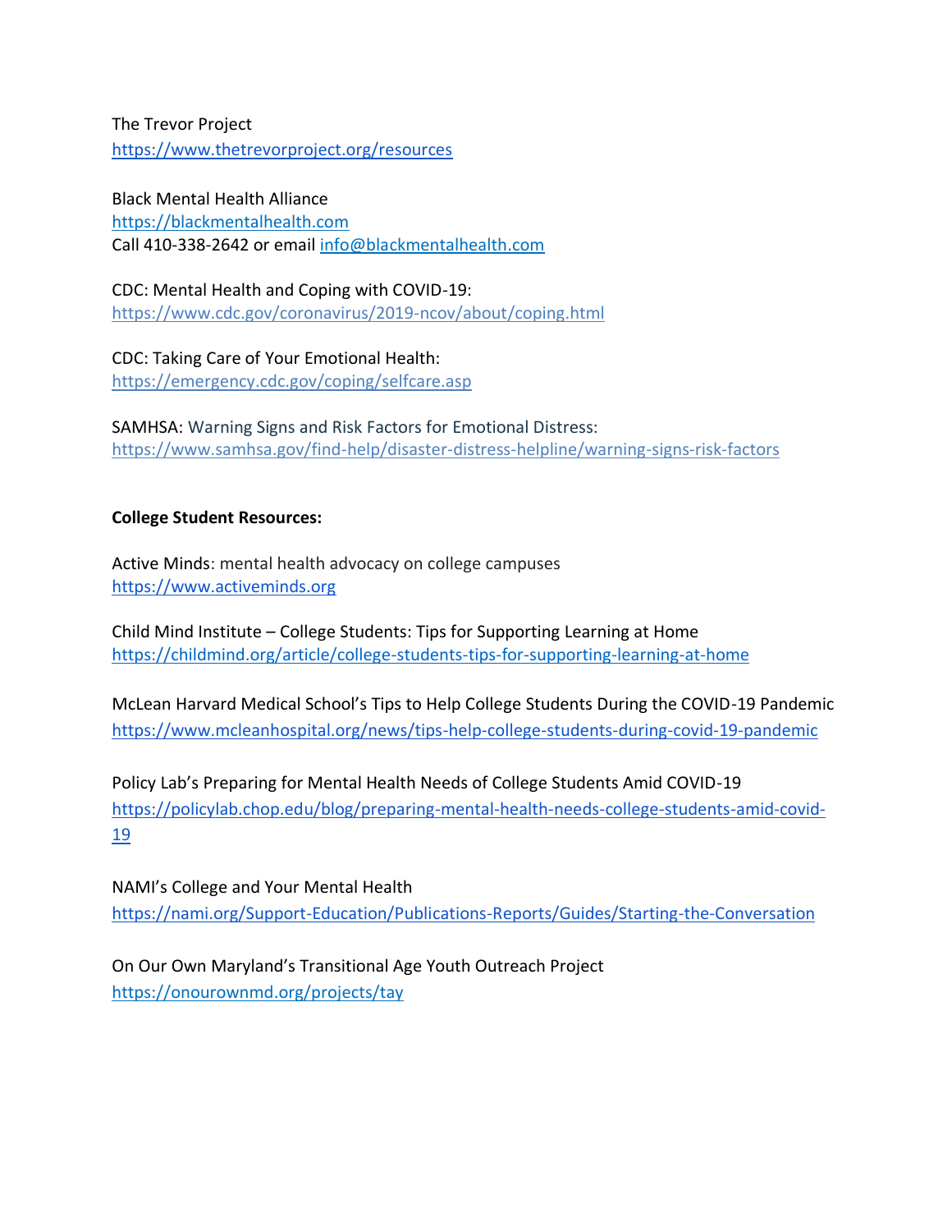The Trevor Project
https://www.thetrevorproject.org/resources

Black Mental Health Alliance
https://blackmentalhealth.com
Call 410-338-2642 or email info@blackmentalhealth.com

CDC: Mental Health and Coping with COVID-19:
https://www.cdc.gov/coronavirus/2019-ncov/about/coping.html

CDC: Taking Care of Your Emotional Health:
https://emergency.cdc.gov/coping/selfcare.asp

SAMHSA: Warning Signs and Risk Factors for Emotional Distress:
https://www.samhsa.gov/find-help/disaster-distress-helpline/warning-signs-risk-factors

**College Student Resources:**

Active Minds: mental health advocacy on college campuses
https://www.activeminds.org

Child Mind Institute – College Students: Tips for Supporting Learning at Home
https://childmind.org/article/college-students-tips-for-supporting-learning-at-home

McLean Harvard Medical School's Tips to Help College Students During the COVID-19 Pandemic
https://www.mcleanhospital.org/news/tips-help-college-students-during-covid-19-pandemic

Policy Lab's Preparing for Mental Health Needs of College Students Amid COVID-19
https://policylab.chop.edu/blog/preparing-mental-health-needs-college-students-amid-covid-19

NAMI's College and Your Mental Health
https://nami.org/Support-Education/Publications-Reports/Guides/Starting-the-Conversation

On Our Own Maryland's Transitional Age Youth Outreach Project
https://onourownmd.org/projects/tay